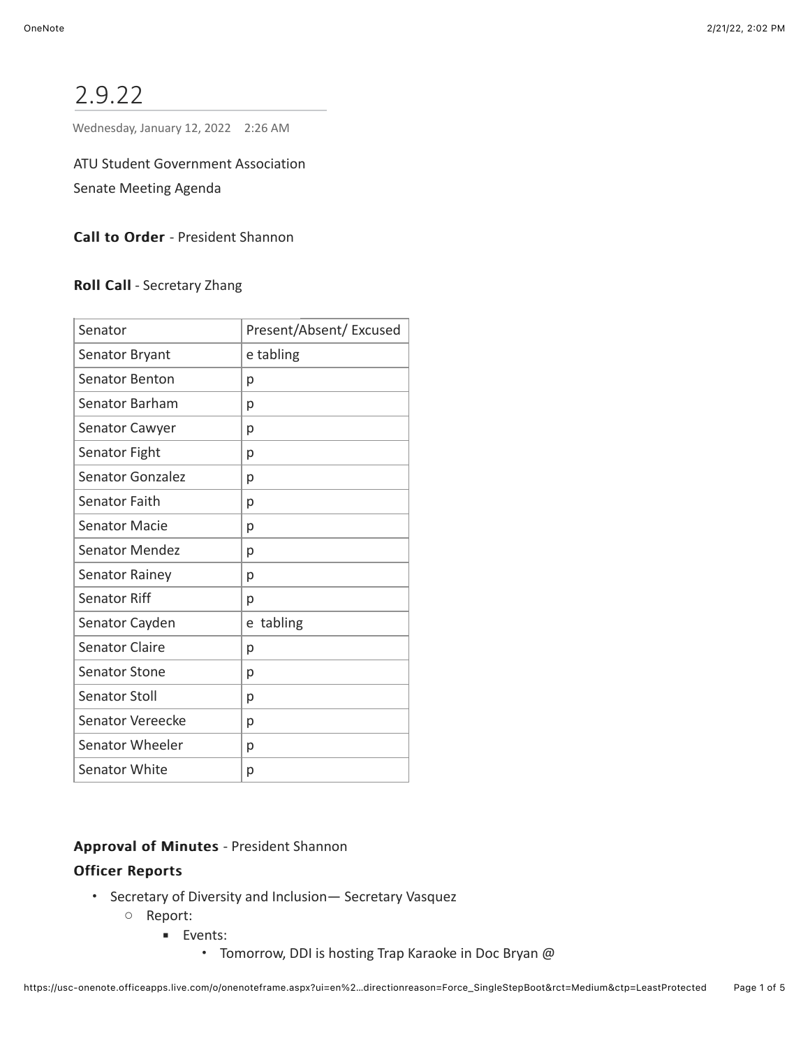# 2.9.22

Wednesday, January 12, 2022 2:26 AM

ATU Student Government Association

Senate Meeting Agenda

**Call to Order** - President Shannon

**Roll Call** - Secretary Zhang

| Senator | Present/Absent/ Excused |
|---|---|
| Senator Bryant | e tabling |
| Senator Benton | p |
| Senator Barham | p |
| Senator Cawyer | p |
| Senator Fight | p |
| Senator Gonzalez | p |
| Senator Faith | p |
| Senator Macie | p |
| Senator Mendez | p |
| Senator Rainey | p |
| Senator Riff | p |
| Senator Cayden | e tabling |
| Senator Claire | p |
| Senator Stone | p |
| Senator Stoll | p |
| Senator Vereecke | p |
| Senator Wheeler | p |
| Senator White | p |

**Approval of Minutes** - President Shannon

**Officer Reports**

- Secretary of Diversity and Inclusion— Secretary Vasquez
  - Report:
    - Events:
      - Tomorrow, DDI is hosting Trap Karaoke in Doc Bryan @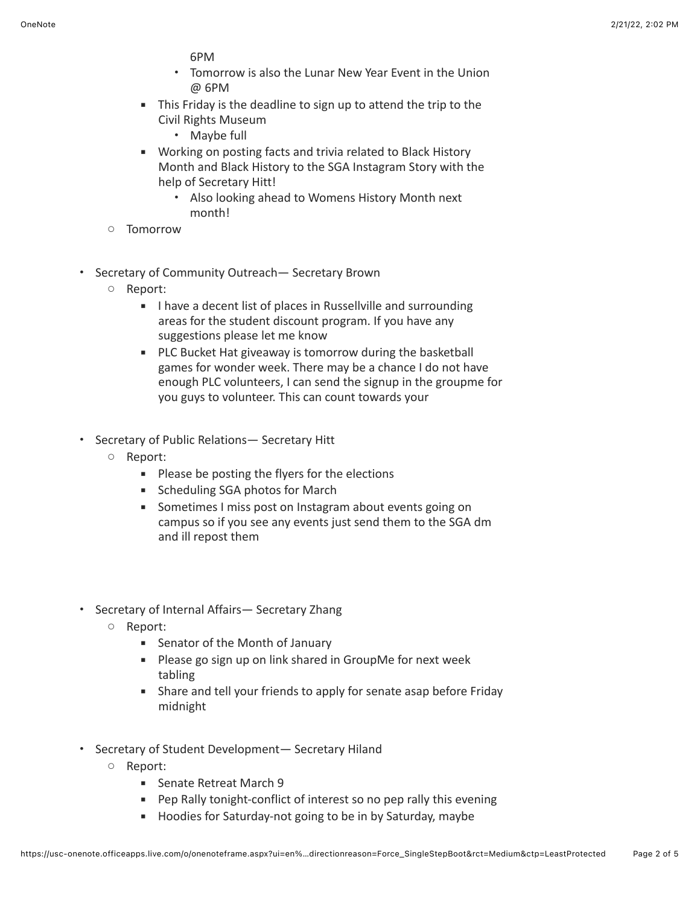- 6PM
            - Tomorrow is also the Lunar New Year Event in the Union @ 6PM
        - This Friday is the deadline to sign up to attend the trip to the Civil Rights Museum
            - Maybe full
        - Working on posting facts and trivia related to Black History Month and Black History to the SGA Instagram Story with the help of Secretary Hitt!
            - Also looking ahead to Womens History Month next month!
    - Tomorrow

- Secretary of Community Outreach— Secretary Brown
    - Report:
        - I have a decent list of places in Russellville and surrounding areas for the student discount program. If you have any suggestions please let me know
        - PLC Bucket Hat giveaway is tomorrow during the basketball games for wonder week. There may be a chance I do not have enough PLC volunteers, I can send the signup in the groupme for you guys to volunteer. This can count towards your

- Secretary of Public Relations— Secretary Hitt
    - Report:
        - Please be posting the flyers for the elections
        - Scheduling SGA photos for March
        - Sometimes I miss post on Instagram about events going on campus so if you see any events just send them to the SGA dm and ill repost them

- Secretary of Internal Affairs— Secretary Zhang
    - Report:
        - Senator of the Month of January
        - Please go sign up on link shared in GroupMe for next week tabling
        - Share and tell your friends to apply for senate asap before Friday midnight

- Secretary of Student Development— Secretary Hiland
    - Report:
        - Senate Retreat March 9
        - Pep Rally tonight-conflict of interest so no pep rally this evening
        - Hoodies for Saturday-not going to be in by Saturday, maybe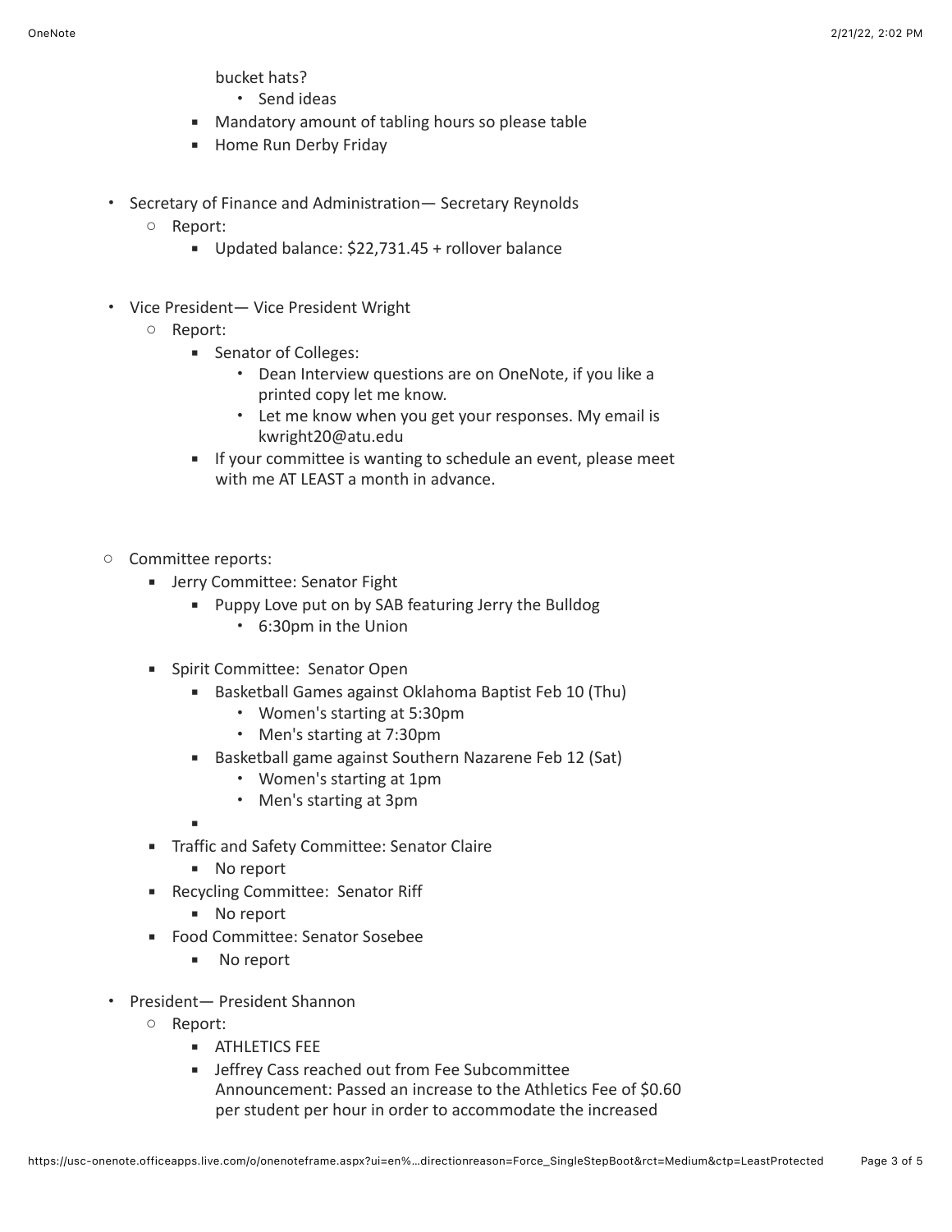bucket hats?
        - Send ideas
    - Mandatory amount of tabling hours so please table
    - Home Run Derby Friday

- Secretary of Finance and Administration— Secretary Reynolds
  - Report:
    - Updated balance: $22,731.45 + rollover balance

- Vice President— Vice President Wright
  - Report:
    - Senator of Colleges:
      - Dean Interview questions are on OneNote, if you like a printed copy let me know.
      - Let me know when you get your responses. My email is kwright20@atu.edu
    - If your committee is wanting to schedule an event, please meet with me AT LEAST a month in advance.

- Committee reports:
  - Jerry Committee: Senator Fight
    - Puppy Love put on by SAB featuring Jerry the Bulldog
      - 6:30pm in the Union
  - Spirit Committee: Senator Open
    - Basketball Games against Oklahoma Baptist Feb 10 (Thu)
      - Women's starting at 5:30pm
      - Men's starting at 7:30pm
    - Basketball game against Southern Nazarene Feb 12 (Sat)
      - Women's starting at 1pm
      - Men's starting at 3pm
  - Traffic and Safety Committee: Senator Claire
    - No report
  - Recycling Committee: Senator Riff
    - No report
  - Food Committee: Senator Sosebee
    - No report

- President— President Shannon
  - Report:
    - ATHLETICS FEE
    - Jeffrey Cass reached out from Fee Subcommittee
      Announcement: Passed an increase to the Athletics Fee of $0.60 per student per hour in order to accommodate the increased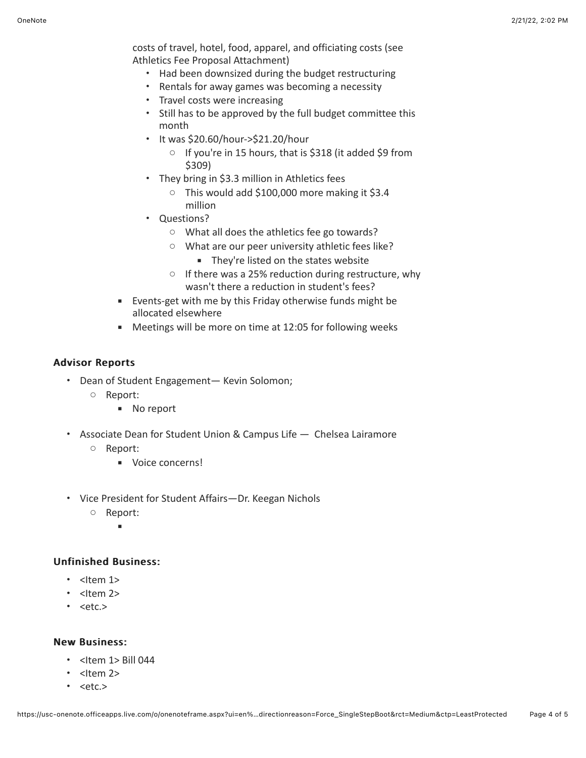costs of travel, hotel, food, apparel, and officiating costs (see Athletics Fee Proposal Attachment)

- Had been downsized during the budget restructuring
- Rentals for away games was becoming a necessity
- Travel costs were increasing
- Still has to be approved by the full budget committee this month
- It was $20.60/hour->$21.20/hour
    - If you're in 15 hours, that is $318 (it added $9 from $309)
- They bring in $3.3 million in Athletics fees
    - This would add $100,000 more making it $3.4 million
- Questions?
    - What all does the athletics fee go towards?
    - What are our peer university athletic fees like?
        - They're listed on the states website
    - If there was a 25% reduction during restructure, why wasn't there a reduction in student's fees?

- Events-get with me by this Friday otherwise funds might be allocated elsewhere
- Meetings will be more on time at 12:05 for following weeks

### Advisor Reports

- Dean of Student Engagement— Kevin Solomon;
    - Report:
        - No report
- Associate Dean for Student Union & Campus Life — Chelsea Lairamore
    - Report:
        - Voice concerns!
- Vice President for Student Affairs—Dr. Keegan Nichols
    - Report:
        -

### Unfinished Business:

- <Item 1>
- <Item 2>
- <etc.>

### New Business:

- <Item 1> Bill 044
- <Item 2>
- <etc.>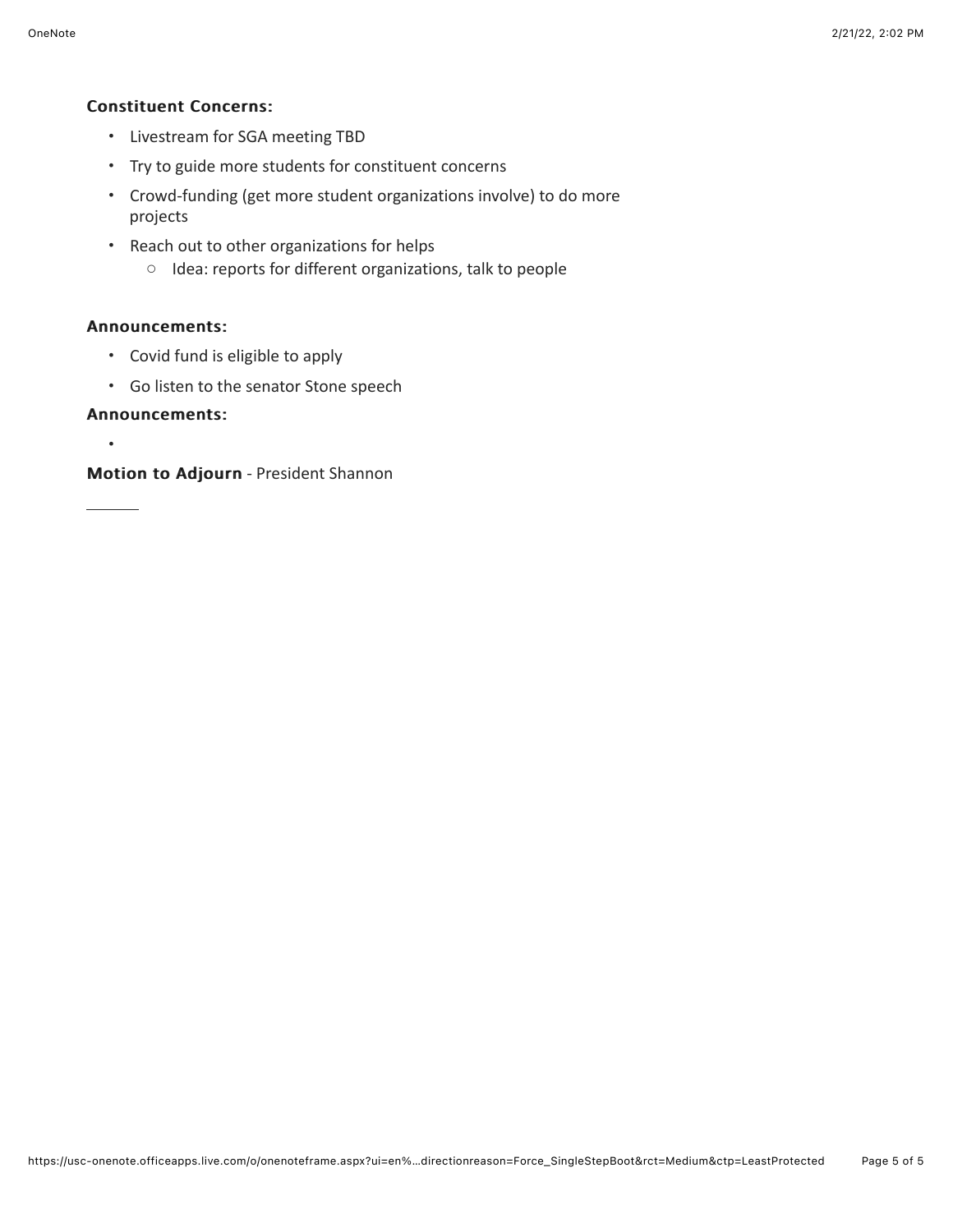**Constituent Concerns:**

- Livestream for SGA meeting TBD
- Try to guide more students for constituent concerns
- Crowd-funding (get more student organizations involve) to do more projects
- Reach out to other organizations for helps
    - Idea: reports for different organizations, talk to people

**Announcements:**

- Covid fund is eligible to apply
- Go listen to the senator Stone speech

**Announcements:**

-

**Motion to Adjourn** - President Shannon

---